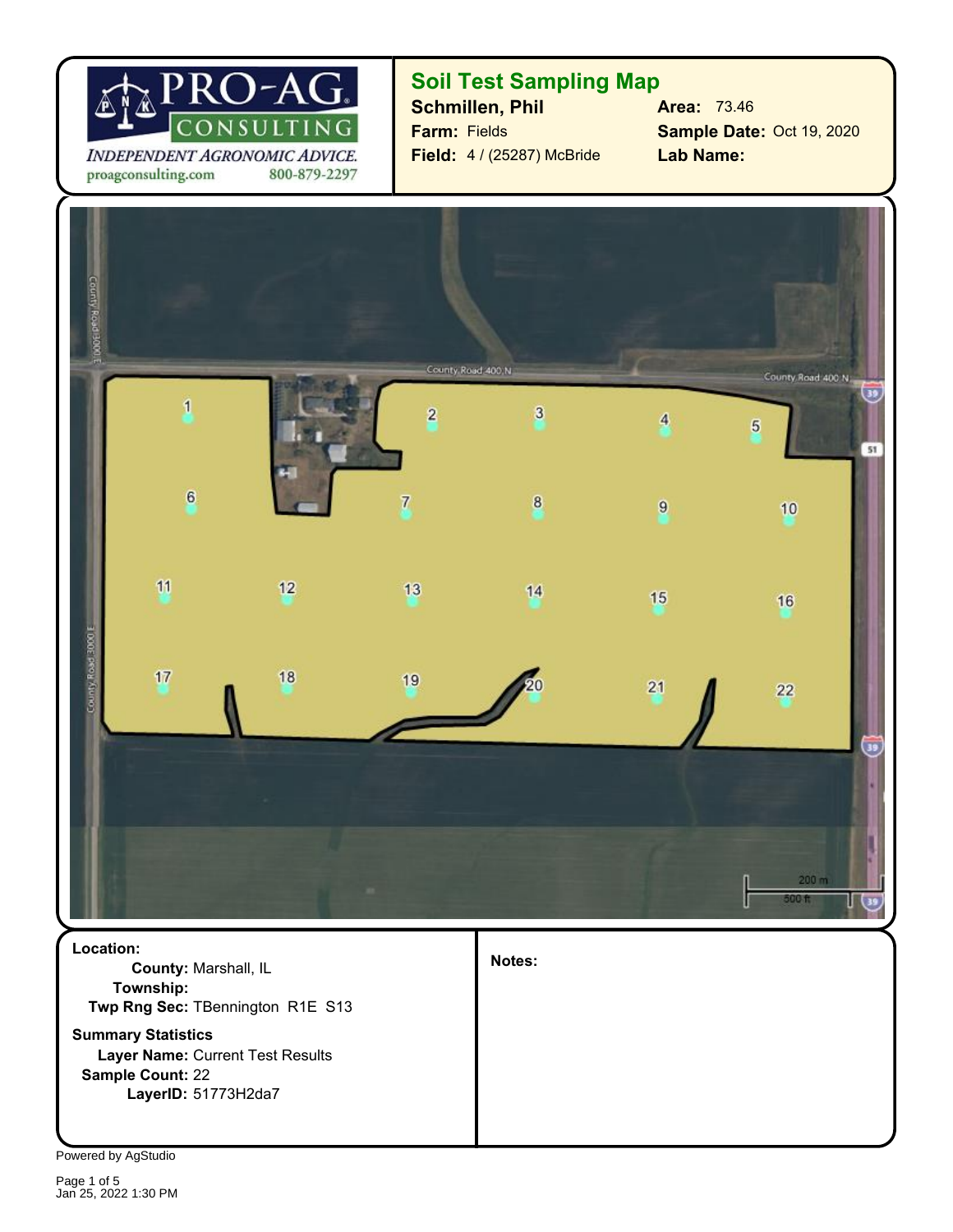PRO-AG CONSULTING

*INDEPENDENT AGRONOMIC ADVICE.*

proagconsulting.com 800-879-2297

## Soil Test Sampling Map

**Schmillen, Phil**

**Farm:** Fields

**Field:** 4 / (25287) McBride

**Area:** 73.46

**Sample Date:** Oct 19, 2020

**Lab Name:**

County Road 3000 E

County Road 400 N

1 2 3 4 5 6 7 8 9 10 11 12 13 14 15 16 17 18 19 20 21 22

200 m

500 ft

**Location:**

**County:** Marshall, IL

**Township:**

**Twp Rng Sec:** TBennington R1E S13

**Summary Statistics**

**Layer Name:** Current Test Results

**Sample Count:** 22

**LayerID:** 51773H2da7

**Notes:**

Powered by AgStudio

Jan 25, 2022 1:30 PM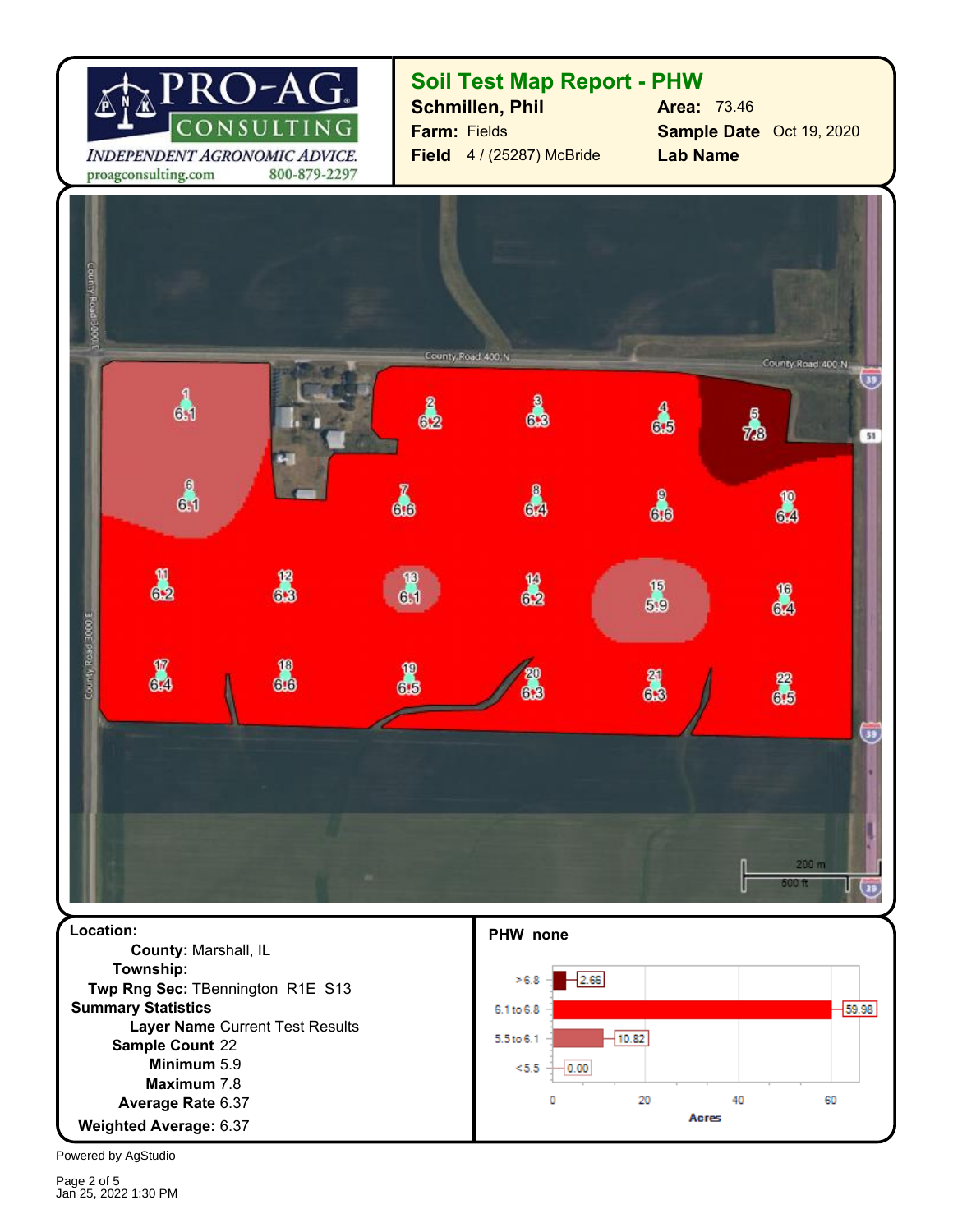PRO-AG CONSULTING
*INDEPENDENT AGRONOMIC ADVICE.*
proagconsulting.com 800-879-2297

## Soil Test Map Report - PHW

**Schmillen, Phil** | **Area:** 73.46
**Farm:** Fields | **Sample Date** Oct 19, 2020
**Field** 4 / (25287) McBride | **Lab Name**

County Road 400 N
County Road 3000 E

| Sample | PHW |
|---|---|
| 1 | 6.1 |
| 2 | 6.2 |
| 3 | 6.3 |
| 4 | 6.5 |
| 5 | 7.8 |
| 6 | 6.1 |
| 7 | 6.6 |
| 8 | 6.4 |
| 9 | 6.6 |
| 10 | 6.4 |
| 11 | 6.2 |
| 12 | 6.3 |
| 13 | 6.1 |
| 14 | 6.2 |
| 15 | 5.9 |
| 16 | 6.4 |
| 17 | 6.4 |
| 18 | 6.6 |
| 19 | 6.5 |
| 20 | 6.3 |
| 21 | 6.3 |
| 22 | 6.5 |

200 m
500 ft

**Location:**
**County:** Marshall, IL
**Township:**
**Twp Rng Sec:** TBennington R1E S13

**Summary Statistics**
**Layer Name** Current Test Results
**Sample Count** 22
**Minimum** 5.9
**Maximum** 7.8
**Average Rate** 6.37
**Weighted Average:** 6.37

**PHW none**

| Range | Acres |
|---|---|
| >6.8 | 2.66 |
| 6.1 to 6.8 | 59.98 |
| 5.5 to 6.1 | 10.82 |
| <5.5 | 0.00 |

Powered by AgStudio

Jan 25, 2022 1:30 PM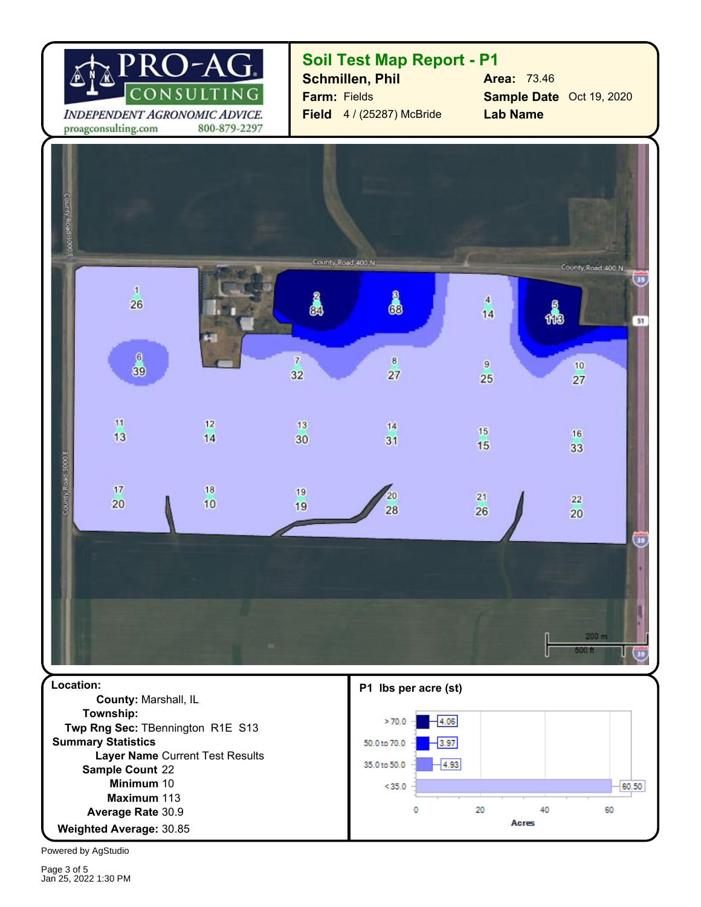PRO-AG CONSULTING

*INDEPENDENT AGRONOMIC ADVICE.*

proagconsulting.com 800-879-2297

## Soil Test Map Report - P1

**Schmillen, Phil**

**Farm:** Fields

**Field** 4 / (25287) McBride

**Area:** 73.46

**Sample Date** Oct 19, 2020

**Lab Name**

**Location:**

**County:** Marshall, IL

**Township:**

**Twp Rng Sec:** TBennington R1E S13

**Summary Statistics**

**Layer Name** Current Test Results

**Sample Count** 22

**Minimum** 10

**Maximum** 113

**Average Rate** 30.9

**Weighted Average:** 30.85

**P1 lbs per acre (st)**

| Range | Acres |
| --- | --- |
| > 70.0 | 4.06 |
| 50.0 to 70.0 | 3.97 |
| 35.0 to 50.0 | 4.93 |
| < 35.0 | 60.50 |

Powered by AgStudio

Jan 25, 2022 1:30 PM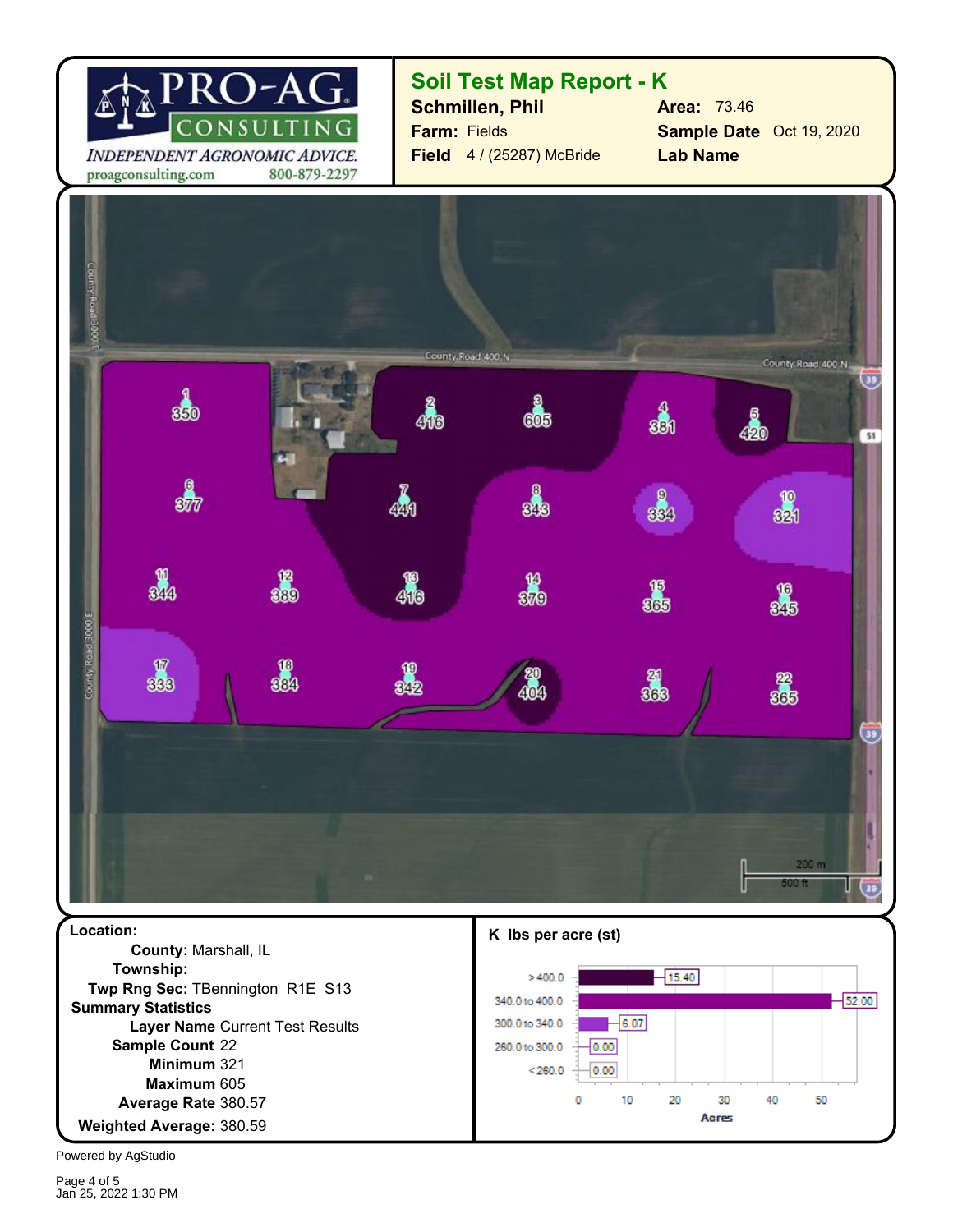PRO-AG CONSULTING

*INDEPENDENT AGRONOMIC ADVICE.*

proagconsulting.com 800-879-2297

## Soil Test Map Report - K

**Schmillen, Phil**

**Farm:** Fields

**Field** 4 / (25287) McBride

**Area:** 73.46

**Sample Date** Oct 19, 2020

**Lab Name**

| Sample | K |
|---|---|
| 1 | 350 |
| 2 | 416 |
| 3 | 605 |
| 4 | 381 |
| 5 | 420 |
| 6 | 377 |
| 7 | 441 |
| 8 | 343 |
| 9 | 334 |
| 10 | 321 |
| 11 | 344 |
| 12 | 389 |
| 13 | 416 |
| 14 | 379 |
| 15 | 365 |
| 16 | 345 |
| 17 | 333 |
| 18 | 384 |
| 19 | 342 |
| 20 | 404 |
| 21 | 363 |
| 22 | 365 |

County Road 400 N · County Road 3000 E · 200 m · 500 ft

**Location:**

**County:** Marshall, IL

**Township:**

**Twp Rng Sec:** TBennington R1E S13

**Summary Statistics**

**Layer Name** Current Test Results

**Sample Count** 22

**Minimum** 321

**Maximum** 605

**Average Rate** 380.57

**Weighted Average:** 380.59

**K lbs per acre (st)**

| Range | Acres |
|---|---|
| > 400.0 | 15.40 |
| 340.0 to 400.0 | 52.00 |
| 300.0 to 340.0 | 6.07 |
| 260.0 to 300.0 | 0.00 |
| < 260.0 | 0.00 |

Powered by AgStudio

Jan 25, 2022 1:30 PM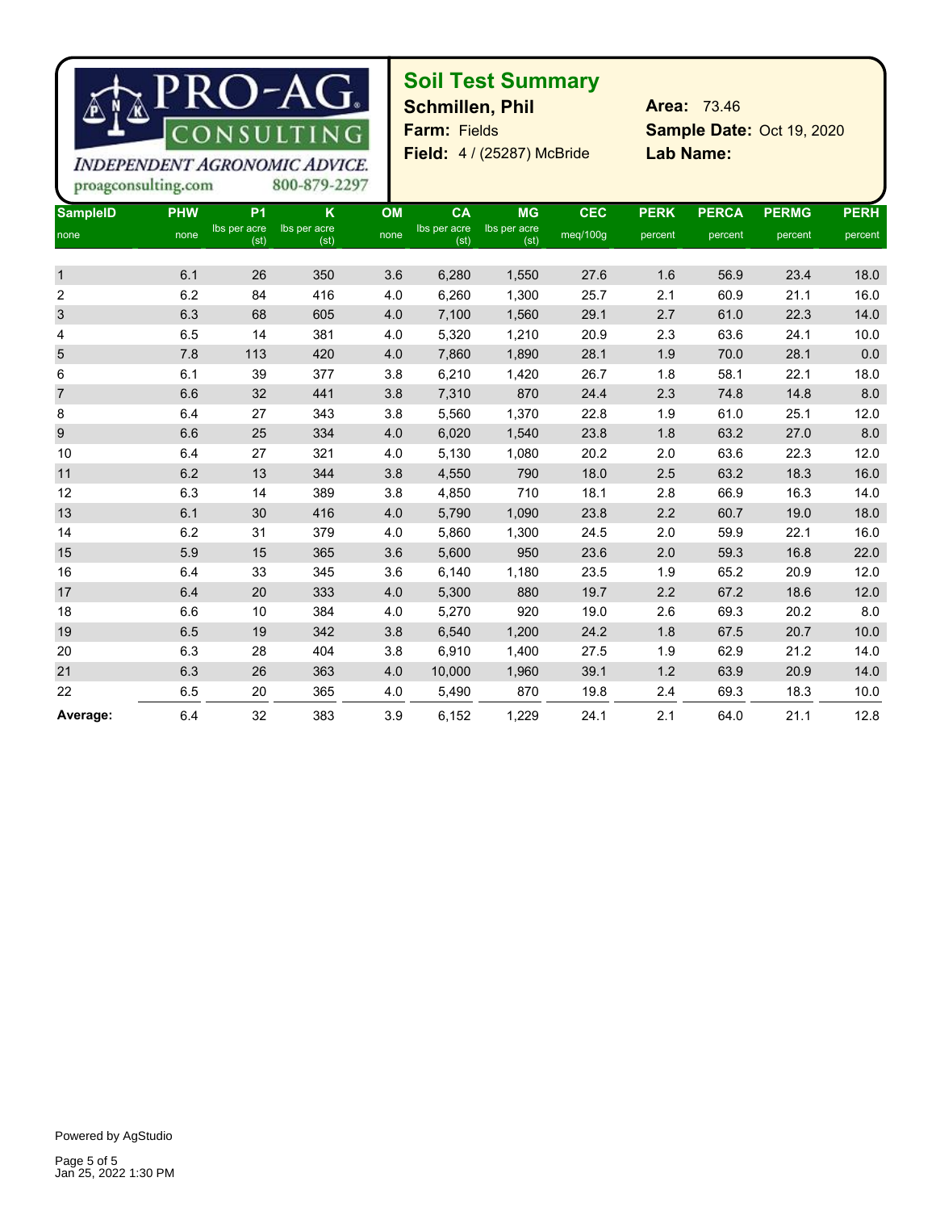PRO-AG CONSULTING

*INDEPENDENT AGRONOMIC ADVICE.*

proagconsulting.com 800-879-2297

## Soil Test Summary

**Schmillen, Phil**

**Farm:** Fields

**Field:** 4 / (25287) McBride

**Area:** 73.46

**Sample Date:** Oct 19, 2020

**Lab Name:**

| SampleID | PHW | P1 | K | OM | CA | MG | CEC | PERK | PERCA | PERMG | PERH |
|---|---|---|---|---|---|---|---|---|---|---|---|
| none | none | lbs per acre (st) | lbs per acre (st) | none | lbs per acre (st) | lbs per acre (st) | meq/100g | percent | percent | percent | percent |
| 1 | 6.1 | 26 | 350 | 3.6 | 6,280 | 1,550 | 27.6 | 1.6 | 56.9 | 23.4 | 18.0 |
| 2 | 6.2 | 84 | 416 | 4.0 | 6,260 | 1,300 | 25.7 | 2.1 | 60.9 | 21.1 | 16.0 |
| 3 | 6.3 | 68 | 605 | 4.0 | 7,100 | 1,560 | 29.1 | 2.7 | 61.0 | 22.3 | 14.0 |
| 4 | 6.5 | 14 | 381 | 4.0 | 5,320 | 1,210 | 20.9 | 2.3 | 63.6 | 24.1 | 10.0 |
| 5 | 7.8 | 113 | 420 | 4.0 | 7,860 | 1,890 | 28.1 | 1.9 | 70.0 | 28.1 | 0.0 |
| 6 | 6.1 | 39 | 377 | 3.8 | 6,210 | 1,420 | 26.7 | 1.8 | 58.1 | 22.1 | 18.0 |
| 7 | 6.6 | 32 | 441 | 3.8 | 7,310 | 870 | 24.4 | 2.3 | 74.8 | 14.8 | 8.0 |
| 8 | 6.4 | 27 | 343 | 3.8 | 5,560 | 1,370 | 22.8 | 1.9 | 61.0 | 25.1 | 12.0 |
| 9 | 6.6 | 25 | 334 | 4.0 | 6,020 | 1,540 | 23.8 | 1.8 | 63.2 | 27.0 | 8.0 |
| 10 | 6.4 | 27 | 321 | 4.0 | 5,130 | 1,080 | 20.2 | 2.0 | 63.6 | 22.3 | 12.0 |
| 11 | 6.2 | 13 | 344 | 3.8 | 4,550 | 790 | 18.0 | 2.5 | 63.2 | 18.3 | 16.0 |
| 12 | 6.3 | 14 | 389 | 3.8 | 4,850 | 710 | 18.1 | 2.8 | 66.9 | 16.3 | 14.0 |
| 13 | 6.1 | 30 | 416 | 4.0 | 5,790 | 1,090 | 23.8 | 2.2 | 60.7 | 19.0 | 18.0 |
| 14 | 6.2 | 31 | 379 | 4.0 | 5,860 | 1,300 | 24.5 | 2.0 | 59.9 | 22.1 | 16.0 |
| 15 | 5.9 | 15 | 365 | 3.6 | 5,600 | 950 | 23.6 | 2.0 | 59.3 | 16.8 | 22.0 |
| 16 | 6.4 | 33 | 345 | 3.6 | 6,140 | 1,180 | 23.5 | 1.9 | 65.2 | 20.9 | 12.0 |
| 17 | 6.4 | 20 | 333 | 4.0 | 5,300 | 880 | 19.7 | 2.2 | 67.2 | 18.6 | 12.0 |
| 18 | 6.6 | 10 | 384 | 4.0 | 5,270 | 920 | 19.0 | 2.6 | 69.3 | 20.2 | 8.0 |
| 19 | 6.5 | 19 | 342 | 3.8 | 6,540 | 1,200 | 24.2 | 1.8 | 67.5 | 20.7 | 10.0 |
| 20 | 6.3 | 28 | 404 | 3.8 | 6,910 | 1,400 | 27.5 | 1.9 | 62.9 | 21.2 | 14.0 |
| 21 | 6.3 | 26 | 363 | 4.0 | 10,000 | 1,960 | 39.1 | 1.2 | 63.9 | 20.9 | 14.0 |
| 22 | 6.5 | 20 | 365 | 4.0 | 5,490 | 870 | 19.8 | 2.4 | 69.3 | 18.3 | 10.0 |
| **Average:** | 6.4 | 32 | 383 | 3.9 | 6,152 | 1,229 | 24.1 | 2.1 | 64.0 | 21.1 | 12.8 |

Powered by AgStudio

Jan 25, 2022 1:30 PM